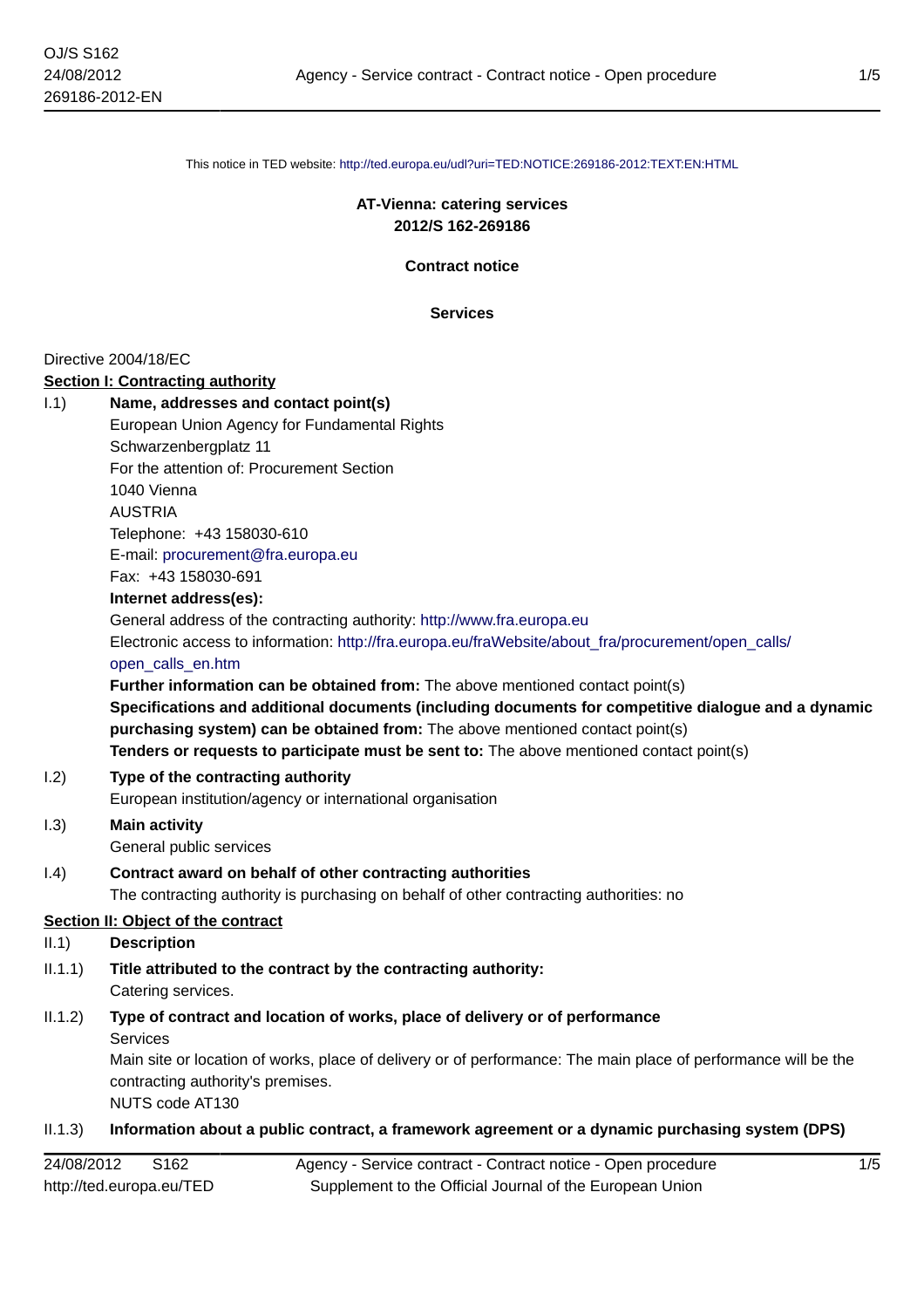This notice in TED website: http://ted.europa.eu/udl?uri=TED:NOTICE:269186-2012:TEXT:EN:HTML

**AT-Vienna: catering services**
**2012/S 162-269186**

**Contract notice**

**Services**

Directive 2004/18/EC

**Section I: Contracting authority**

I.1) **Name, addresses and contact point(s)**

European Union Agency for Fundamental Rights
Schwarzenbergplatz 11
For the attention of: Procurement Section
1040 Vienna
AUSTRIA
Telephone: +43 158030-610
E-mail: procurement@fra.europa.eu
Fax: +43 158030-691

**Internet address(es):**

General address of the contracting authority: http://www.fra.europa.eu

Electronic access to information: http://fra.europa.eu/fraWebsite/about_fra/procurement/open_calls/open_calls_en.htm

**Further information can be obtained from:** The above mentioned contact point(s)

**Specifications and additional documents (including documents for competitive dialogue and a dynamic purchasing system) can be obtained from:** The above mentioned contact point(s)

**Tenders or requests to participate must be sent to:** The above mentioned contact point(s)

I.2) **Type of the contracting authority**

European institution/agency or international organisation

I.3) **Main activity**

General public services

I.4) **Contract award on behalf of other contracting authorities**

The contracting authority is purchasing on behalf of other contracting authorities: no

**Section II: Object of the contract**

II.1) **Description**

II.1.1) **Title attributed to the contract by the contracting authority:**

Catering services.

II.1.2) **Type of contract and location of works, place of delivery or of performance**

Services

Main site or location of works, place of delivery or of performance: The main place of performance will be the contracting authority's premises.

NUTS code AT130

II.1.3) **Information about a public contract, a framework agreement or a dynamic purchasing system (DPS)**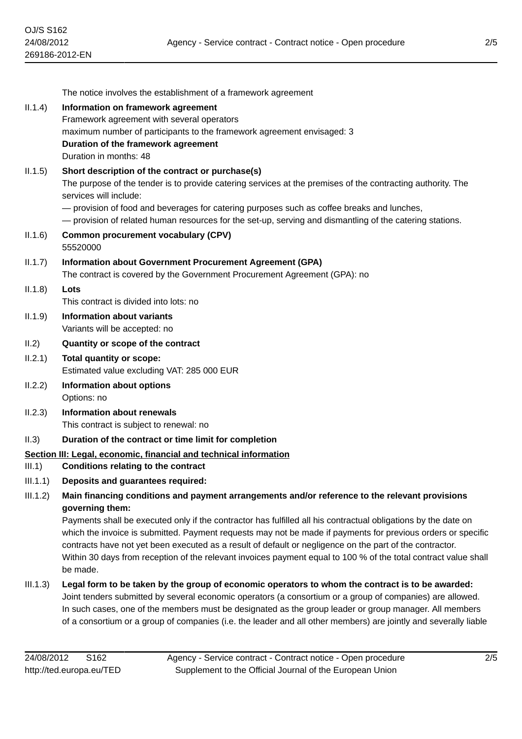The notice involves the establishment of a framework agreement

II.1.4) **Information on framework agreement**

Framework agreement with several operators
maximum number of participants to the framework agreement envisaged: 3

**Duration of the framework agreement**

Duration in months: 48

II.1.5) **Short description of the contract or purchase(s)**

The purpose of the tender is to provide catering services at the premises of the contracting authority. The services will include:

— provision of food and beverages for catering purposes such as coffee breaks and lunches,
— provision of related human resources for the set-up, serving and dismantling of the catering stations.

II.1.6) **Common procurement vocabulary (CPV)**

55520000

II.1.7) **Information about Government Procurement Agreement (GPA)**

The contract is covered by the Government Procurement Agreement (GPA): no

II.1.8) **Lots**

This contract is divided into lots: no

II.1.9) **Information about variants**

Variants will be accepted: no

II.2) **Quantity or scope of the contract**

II.2.1) **Total quantity or scope:**

Estimated value excluding VAT: 285 000 EUR

II.2.2) **Information about options**

Options: no

II.2.3) **Information about renewals**

This contract is subject to renewal: no

II.3) **Duration of the contract or time limit for completion**

## Section III: Legal, economic, financial and technical information

III.1) **Conditions relating to the contract**

III.1.1) **Deposits and guarantees required:**

III.1.2) **Main financing conditions and payment arrangements and/or reference to the relevant provisions governing them:**

Payments shall be executed only if the contractor has fulfilled all his contractual obligations by the date on which the invoice is submitted. Payment requests may not be made if payments for previous orders or specific contracts have not yet been executed as a result of default or negligence on the part of the contractor.
Within 30 days from reception of the relevant invoices payment equal to 100 % of the total contract value shall be made.

III.1.3) **Legal form to be taken by the group of economic operators to whom the contract is to be awarded:**

Joint tenders submitted by several economic operators (a consortium or a group of companies) are allowed. In such cases, one of the members must be designated as the group leader or group manager. All members of a consortium or a group of companies (i.e. the leader and all other members) are jointly and severally liable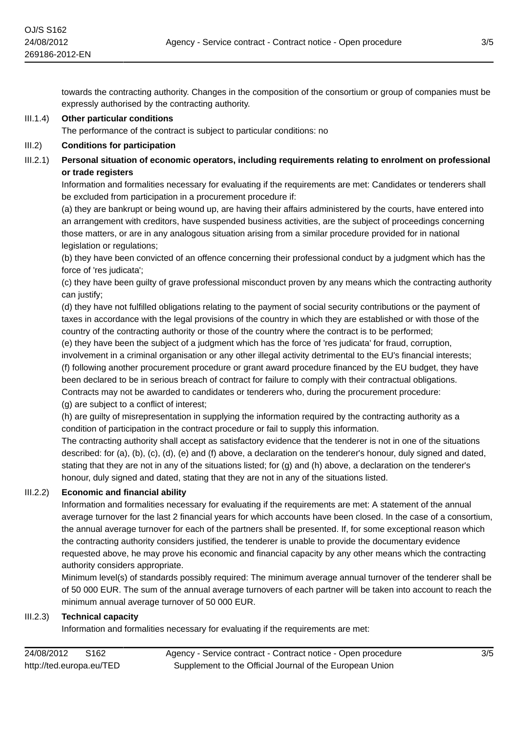towards the contracting authority. Changes in the composition of the consortium or group of companies must be expressly authorised by the contracting authority.

III.1.4) **Other particular conditions**

The performance of the contract is subject to particular conditions: no

III.2) **Conditions for participation**

III.2.1) **Personal situation of economic operators, including requirements relating to enrolment on professional or trade registers**

Information and formalities necessary for evaluating if the requirements are met: Candidates or tenderers shall be excluded from participation in a procurement procedure if:

(a) they are bankrupt or being wound up, are having their affairs administered by the courts, have entered into an arrangement with creditors, have suspended business activities, are the subject of proceedings concerning those matters, or are in any analogous situation arising from a similar procedure provided for in national legislation or regulations;

(b) they have been convicted of an offence concerning their professional conduct by a judgment which has the force of 'res judicata';

(c) they have been guilty of grave professional misconduct proven by any means which the contracting authority can justify;

(d) they have not fulfilled obligations relating to the payment of social security contributions or the payment of taxes in accordance with the legal provisions of the country in which they are established or with those of the country of the contracting authority or those of the country where the contract is to be performed;

(e) they have been the subject of a judgment which has the force of 'res judicata' for fraud, corruption, involvement in a criminal organisation or any other illegal activity detrimental to the EU's financial interests;

(f) following another procurement procedure or grant award procedure financed by the EU budget, they have been declared to be in serious breach of contract for failure to comply with their contractual obligations.

Contracts may not be awarded to candidates or tenderers who, during the procurement procedure:

(g) are subject to a conflict of interest;

(h) are guilty of misrepresentation in supplying the information required by the contracting authority as a condition of participation in the contract procedure or fail to supply this information.

The contracting authority shall accept as satisfactory evidence that the tenderer is not in one of the situations described: for (a), (b), (c), (d), (e) and (f) above, a declaration on the tenderer's honour, duly signed and dated, stating that they are not in any of the situations listed; for (g) and (h) above, a declaration on the tenderer's honour, duly signed and dated, stating that they are not in any of the situations listed.

III.2.2) **Economic and financial ability**

Information and formalities necessary for evaluating if the requirements are met: A statement of the annual average turnover for the last 2 financial years for which accounts have been closed. In the case of a consortium, the annual average turnover for each of the partners shall be presented. If, for some exceptional reason which the contracting authority considers justified, the tenderer is unable to provide the documentary evidence requested above, he may prove his economic and financial capacity by any other means which the contracting authority considers appropriate.

Minimum level(s) of standards possibly required: The minimum average annual turnover of the tenderer shall be of 50 000 EUR. The sum of the annual average turnovers of each partner will be taken into account to reach the minimum annual average turnover of 50 000 EUR.

III.2.3) **Technical capacity**

Information and formalities necessary for evaluating if the requirements are met: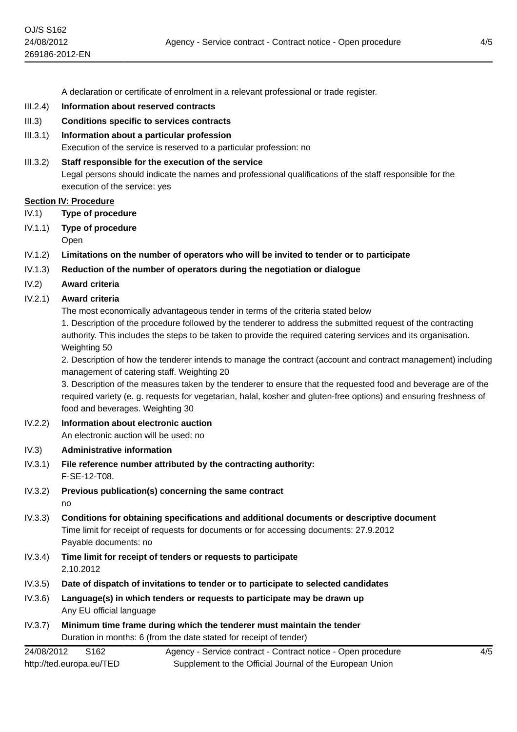A declaration or certificate of enrolment in a relevant professional or trade register.

III.2.4) **Information about reserved contracts**

III.3) **Conditions specific to services contracts**

III.3.1) **Information about a particular profession**
Execution of the service is reserved to a particular profession: no

III.3.2) **Staff responsible for the execution of the service**
Legal persons should indicate the names and professional qualifications of the staff responsible for the execution of the service: yes

**Section IV: Procedure**

IV.1) **Type of procedure**

IV.1.1) **Type of procedure**
Open

IV.1.2) **Limitations on the number of operators who will be invited to tender or to participate**

IV.1.3) **Reduction of the number of operators during the negotiation or dialogue**

IV.2) **Award criteria**

IV.2.1) **Award criteria**
The most economically advantageous tender in terms of the criteria stated below
1. Description of the procedure followed by the tenderer to address the submitted request of the contracting authority. This includes the steps to be taken to provide the required catering services and its organisation. Weighting 50
2. Description of how the tenderer intends to manage the contract (account and contract management) including management of catering staff. Weighting 20
3. Description of the measures taken by the tenderer to ensure that the requested food and beverage are of the required variety (e. g. requests for vegetarian, halal, kosher and gluten-free options) and ensuring freshness of food and beverages. Weighting 30

IV.2.2) **Information about electronic auction**
An electronic auction will be used: no

IV.3) **Administrative information**

IV.3.1) **File reference number attributed by the contracting authority:**
F-SE-12-T08.

IV.3.2) **Previous publication(s) concerning the same contract**
no

IV.3.3) **Conditions for obtaining specifications and additional documents or descriptive document**
Time limit for receipt of requests for documents or for accessing documents: 27.9.2012
Payable documents: no

IV.3.4) **Time limit for receipt of tenders or requests to participate**
2.10.2012

IV.3.5) **Date of dispatch of invitations to tender or to participate to selected candidates**

IV.3.6) **Language(s) in which tenders or requests to participate may be drawn up**
Any EU official language

IV.3.7) **Minimum time frame during which the tenderer must maintain the tender**
Duration in months: 6 (from the date stated for receipt of tender)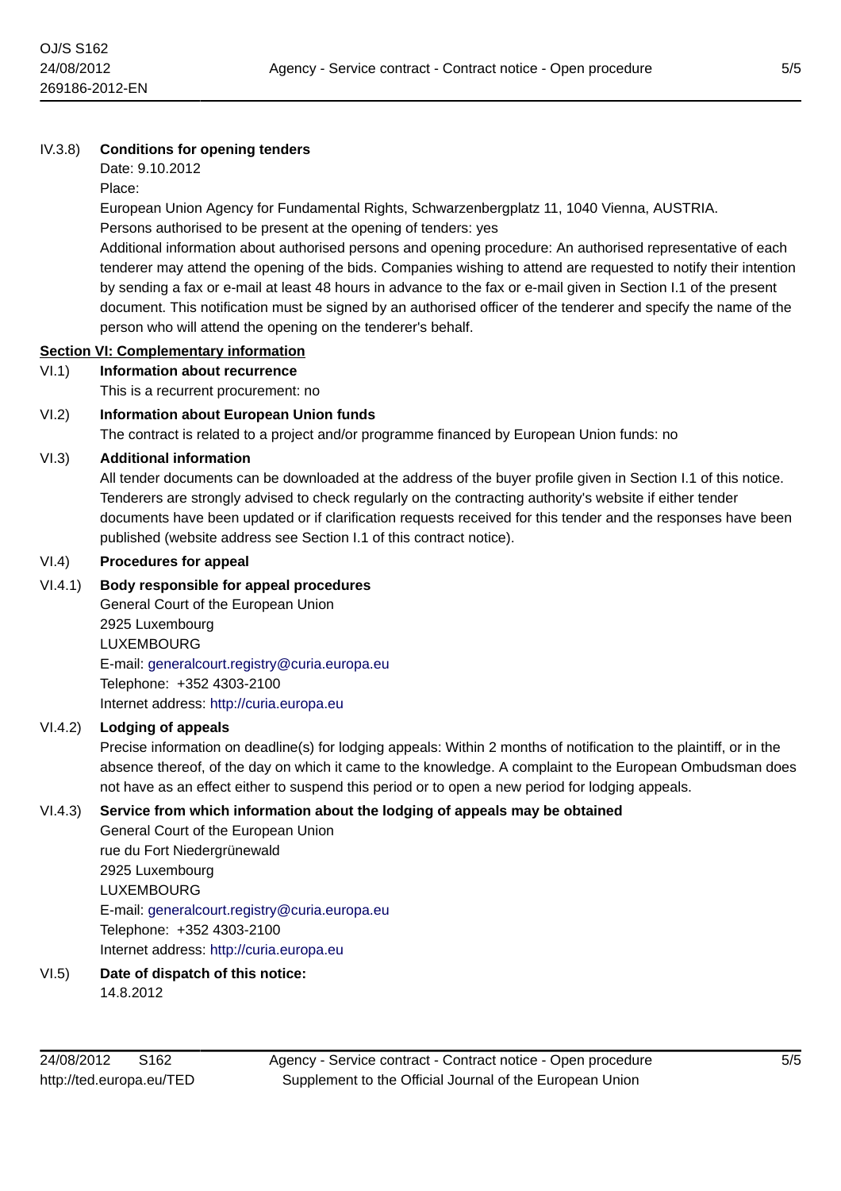**IV.3.8) Conditions for opening tenders**

Date: 9.10.2012

Place:

European Union Agency for Fundamental Rights, Schwarzenbergplatz 11, 1040 Vienna, AUSTRIA.

Persons authorised to be present at the opening of tenders: yes

Additional information about authorised persons and opening procedure: An authorised representative of each tenderer may attend the opening of the bids. Companies wishing to attend are requested to notify their intention by sending a fax or e-mail at least 48 hours in advance to the fax or e-mail given in Section I.1 of the present document. This notification must be signed by an authorised officer of the tenderer and specify the name of the person who will attend the opening on the tenderer's behalf.

## Section VI: Complementary information

**VI.1) Information about recurrence**

This is a recurrent procurement: no

**VI.2) Information about European Union funds**

The contract is related to a project and/or programme financed by European Union funds: no

**VI.3) Additional information**

All tender documents can be downloaded at the address of the buyer profile given in Section I.1 of this notice. Tenderers are strongly advised to check regularly on the contracting authority's website if either tender documents have been updated or if clarification requests received for this tender and the responses have been published (website address see Section I.1 of this contract notice).

**VI.4) Procedures for appeal**

**VI.4.1) Body responsible for appeal procedures**

General Court of the European Union
2925 Luxembourg
LUXEMBOURG
E-mail: generalcourt.registry@curia.europa.eu
Telephone: +352 4303-2100
Internet address: http://curia.europa.eu

**VI.4.2) Lodging of appeals**

Precise information on deadline(s) for lodging appeals: Within 2 months of notification to the plaintiff, or in the absence thereof, of the day on which it came to the knowledge. A complaint to the European Ombudsman does not have as an effect either to suspend this period or to open a new period for lodging appeals.

**VI.4.3) Service from which information about the lodging of appeals may be obtained**

General Court of the European Union
rue du Fort Niedergrünewald
2925 Luxembourg
LUXEMBOURG
E-mail: generalcourt.registry@curia.europa.eu
Telephone: +352 4303-2100
Internet address: http://curia.europa.eu

**VI.5) Date of dispatch of this notice:**

14.8.2012